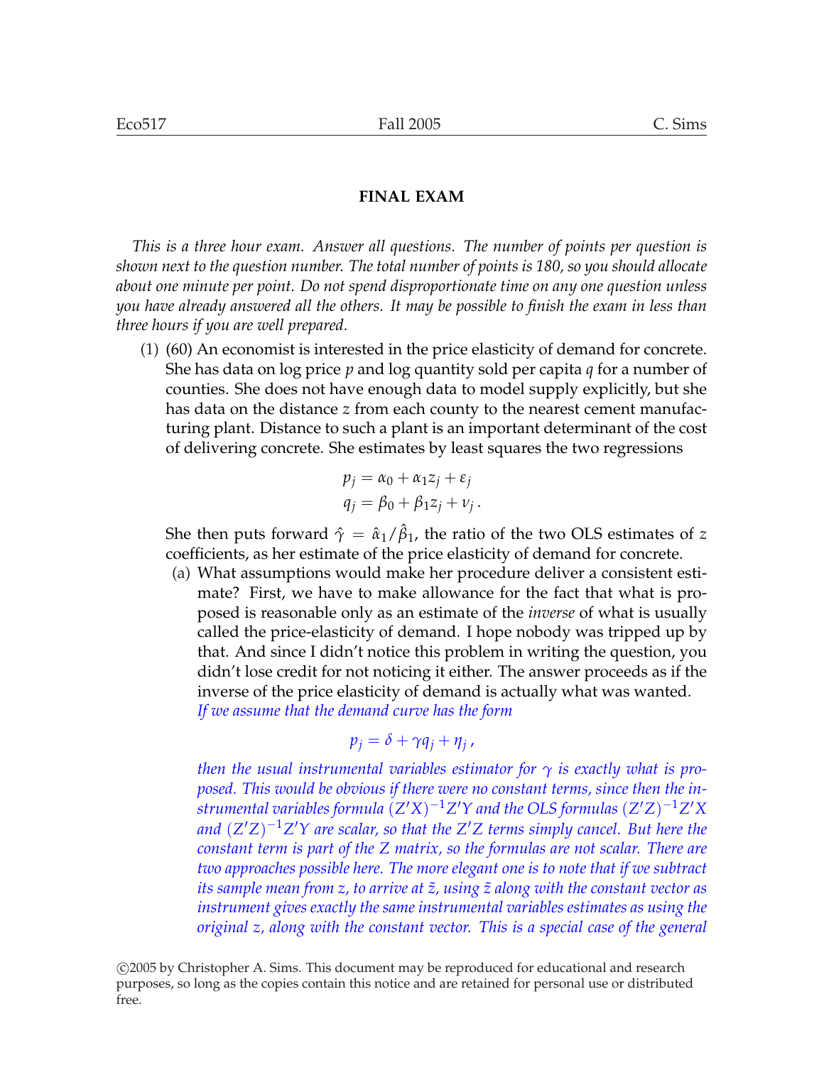## FINAL EXAM

*This is a three hour exam. Answer all questions. The number of points per question is shown next to the question number. The total number of points is 180, so you should allocate about one minute per point. Do not spend disproportionate time on any one question unless you have already answered all the others. It may be possible to finish the exam in less than three hours if you are well prepared.*

(1) (60) An economist is interested in the price elasticity of demand for concrete. She has data on log price $p$ and log quantity sold per capita $q$ for a number of counties. She does not have enough data to model supply explicitly, but she has data on the distance $z$ from each county to the nearest cement manufacturing plant. Distance to such a plant is an important determinant of the cost of delivering concrete. She estimates by least squares the two regressions

$$p_j = \alpha_0 + \alpha_1 z_j + \varepsilon_j$$
$$q_j = \beta_0 + \beta_1 z_j + \nu_j \, .$$

She then puts forward $\hat{\gamma} = \hat{\alpha}_1 / \hat{\beta}_1$, the ratio of the two OLS estimates of $z$ coefficients, as her estimate of the price elasticity of demand for concrete.

(a) What assumptions would make her procedure deliver a consistent estimate? First, we have to make allowance for the fact that what is proposed is reasonable only as an estimate of the *inverse* of what is usually called the price-elasticity of demand. I hope nobody was tripped up by that. And since I didn't notice this problem in writing the question, you didn't lose credit for not noticing it either. The answer proceeds as if the inverse of the price elasticity of demand is actually what was wanted.

*If we assume that the demand curve has the form*

$$p_j = \delta + \gamma q_j + \eta_j \, ,$$

*then the usual instrumental variables estimator for $\gamma$ is exactly what is proposed. This would be obvious if there were no constant terms, since then the instrumental variables formula $(Z'X)^{-1}Z'Y$ and the OLS formulas $(Z'Z)^{-1}Z'X$ and $(Z'Z)^{-1}Z'Y$ are scalar, so that the $Z'Z$ terms simply cancel. But here the constant term is part of the $Z$ matrix, so the formulas are not scalar. There are two approaches possible here. The more elegant one is to note that if we subtract its sample mean from $z$, to arrive at $\tilde{z}$, using $\tilde{z}$ along with the constant vector as instrument gives exactly the same instrumental variables estimates as using the original $z$, along with the constant vector. This is a special case of the general*

©2005 by Christopher A. Sims. This document may be reproduced for educational and research purposes, so long as the copies contain this notice and are retained for personal use or distributed free.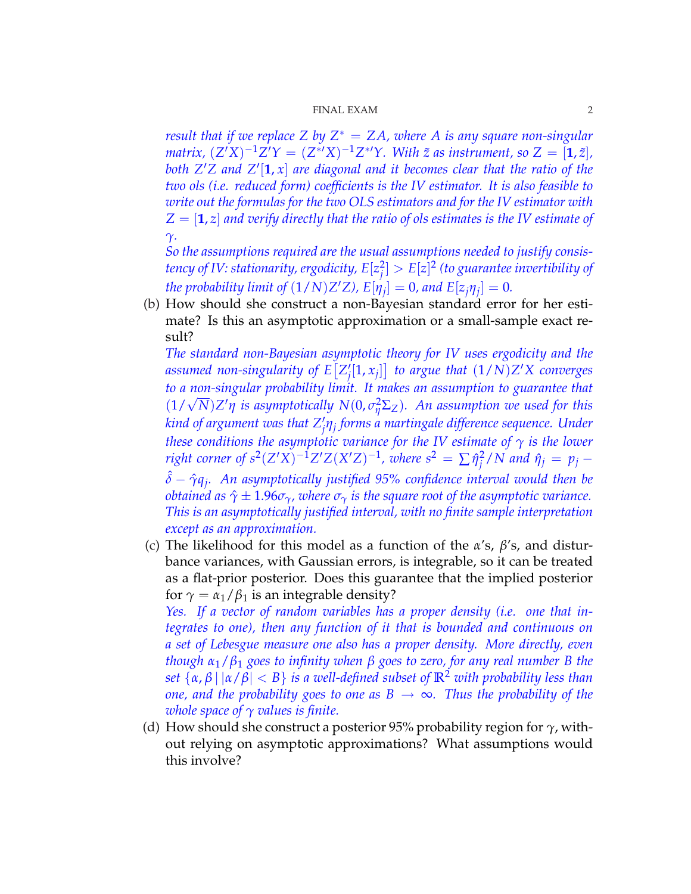*result that if we replace $Z$ by $Z^* = ZA$, where $A$ is any square non-singular matrix, $(Z'X)^{-1}Z'Y = (Z^{*\prime}X)^{-1}Z^{*\prime}Y$. With $\tilde{z}$ as instrument, so $Z = [\mathbf{1}, \tilde{z}]$, both $Z'Z$ and $Z'[\mathbf{1}, x]$ are diagonal and it becomes clear that the ratio of the two ols (i.e. reduced form) coefficients is the IV estimator. It is also feasible to write out the formulas for the two OLS estimators and for the IV estimator with $Z = [\mathbf{1}, z]$ and verify directly that the ratio of ols estimates is the IV estimate of $\gamma$.*

*So the assumptions required are the usual assumptions needed to justify consistency of IV: stationarity, ergodicity, $E[z_j^2] > E[z]^2$ (to guarantee invertibility of the probability limit of $(1/N)Z'Z$), $E[\eta_j] = 0$, and $E[z_j\eta_j] = 0$.*

(b) How should she construct a non-Bayesian standard error for her estimate? Is this an asymptotic approximation or a small-sample exact result?

*The standard non-Bayesian asymptotic theory for IV uses ergodicity and the assumed non-singularity of $E\left[Z_j'[1, x_j]\right]$ to argue that $(1/N)Z'X$ converges to a non-singular probability limit. It makes an assumption to guarantee that $(1/\sqrt{N})Z'\eta$ is asymptotically $N(0, \sigma_\eta^2\Sigma_Z)$. An assumption we used for this kind of argument was that $Z_j'\eta_j$ forms a martingale difference sequence. Under these conditions the asymptotic variance for the IV estimate of $\gamma$ is the lower right corner of $s^2(Z'X)^{-1}Z'Z(X'Z)^{-1}$, where $s^2 = \sum\hat{\eta}_j^2/N$ and $\hat{\eta}_j = p_j - \hat{\delta} - \hat{\gamma}q_j$. An asymptotically justified 95% confidence interval would then be obtained as $\hat{\gamma} \pm 1.96\sigma_\gamma$, where $\sigma_\gamma$ is the square root of the asymptotic variance. This is an asymptotically justified interval, with no finite sample interpretation except as an approximation.*

(c) The likelihood for this model as a function of the $\alpha$'s, $\beta$'s, and disturbance variances, with Gaussian errors, is integrable, so it can be treated as a flat-prior posterior. Does this guarantee that the implied posterior for $\gamma = \alpha_1/\beta_1$ is an integrable density?

*Yes. If a vector of random variables has a proper density (i.e. one that integrates to one), then any function of it that is bounded and continuous on a set of Lebesgue measure one also has a proper density. More directly, even though $\alpha_1/\beta_1$ goes to infinity when $\beta$ goes to zero, for any real number $B$ the set $\{\alpha, \beta \,|\, |\alpha/\beta| < B\}$ is a well-defined subset of $\mathbb{R}^2$ with probability less than one, and the probability goes to one as $B \to \infty$. Thus the probability of the whole space of $\gamma$ values is finite.*

(d) How should she construct a posterior 95% probability region for $\gamma$, without relying on asymptotic approximations? What assumptions would this involve?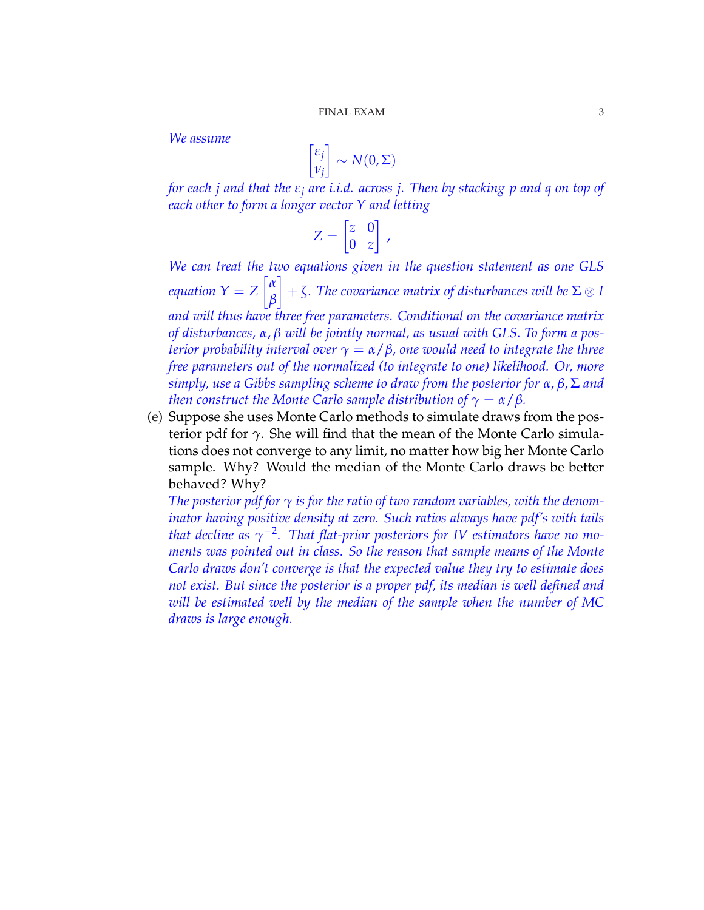*We assume*

$$\begin{bmatrix} \varepsilon_j \\ \nu_j \end{bmatrix} \sim N(0, \Sigma)$$

*for each j and that the* $\varepsilon_j$ *are i.i.d. across j. Then by stacking p and q on top of each other to form a longer vector Y and letting*

$$Z = \begin{bmatrix} z & 0 \\ 0 & z \end{bmatrix},$$

*We can treat the two equations given in the question statement as one GLS equation* $Y = Z \begin{bmatrix} \alpha \\ \beta \end{bmatrix} + \zeta$*. The covariance matrix of disturbances will be* $\Sigma \otimes I$ *and will thus have three free parameters. Conditional on the covariance matrix of disturbances,* $\alpha, \beta$ *will be jointly normal, as usual with GLS. To form a posterior probability interval over* $\gamma = \alpha / \beta$*, one would need to integrate the three free parameters out of the normalized (to integrate to one) likelihood. Or, more simply, use a Gibbs sampling scheme to draw from the posterior for* $\alpha, \beta, \Sigma$ *and then construct the Monte Carlo sample distribution of* $\gamma = \alpha / \beta$*.*

(e) Suppose she uses Monte Carlo methods to simulate draws from the posterior pdf for $\gamma$. She will find that the mean of the Monte Carlo simulations does not converge to any limit, no matter how big her Monte Carlo sample. Why? Would the median of the Monte Carlo draws be better behaved? Why?

*The posterior pdf for* $\gamma$ *is for the ratio of two random variables, with the denominator having positive density at zero. Such ratios always have pdf's with tails that decline as* $\gamma^{-2}$*. That flat-prior posteriors for IV estimators have no moments was pointed out in class. So the reason that sample means of the Monte Carlo draws don't converge is that the expected value they try to estimate does not exist. But since the posterior is a proper pdf, its median is well defined and will be estimated well by the median of the sample when the number of MC draws is large enough.*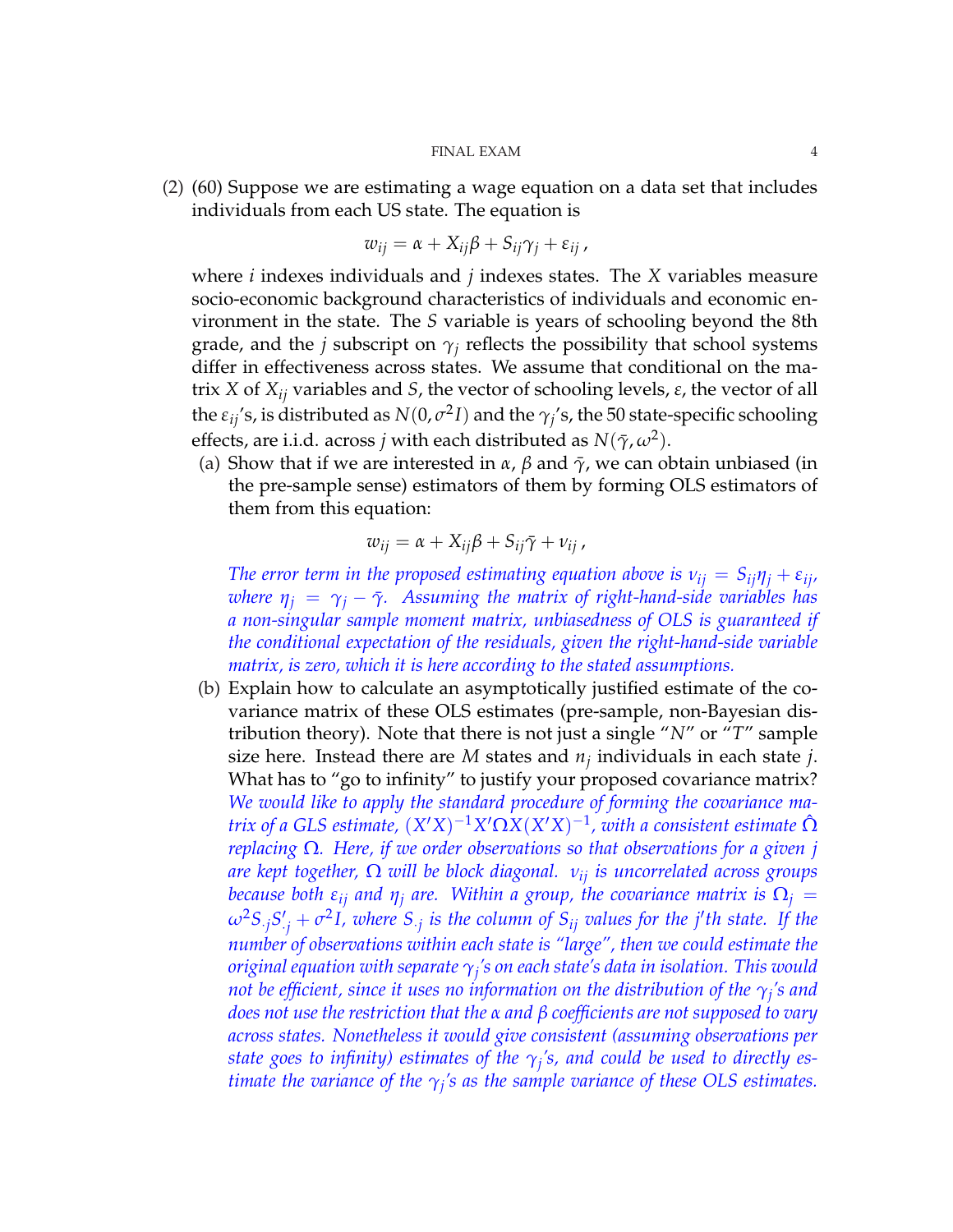(2) (60) Suppose we are estimating a wage equation on a data set that includes individuals from each US state. The equation is

$$w_{ij} = \alpha + X_{ij}\beta + S_{ij}\gamma_j + \varepsilon_{ij}\,,$$

where $i$ indexes individuals and $j$ indexes states. The $X$ variables measure socio-economic background characteristics of individuals and economic environment in the state. The $S$ variable is years of schooling beyond the 8th grade, and the $j$ subscript on $\gamma_j$ reflects the possibility that school systems differ in effectiveness across states. We assume that conditional on the matrix $X$ of $X_{ij}$ variables and $S$, the vector of schooling levels, $\varepsilon$, the vector of all the $\varepsilon_{ij}$'s, is distributed as $N(0, \sigma^2 I)$ and the $\gamma_j$'s, the 50 state-specific schooling effects, are i.i.d. across $j$ with each distributed as $N(\bar{\gamma}, \omega^2)$.

(a) Show that if we are interested in $\alpha$, $\beta$ and $\bar{\gamma}$, we can obtain unbiased (in the pre-sample sense) estimators of them by forming OLS estimators of them from this equation:

$$w_{ij} = \alpha + X_{ij}\beta + S_{ij}\bar{\gamma} + \nu_{ij}\,,$$

*The error term in the proposed estimating equation above is $\nu_{ij} = S_{ij}\eta_j + \varepsilon_{ij}$, where $\eta_j = \gamma_j - \bar{\gamma}$. Assuming the matrix of right-hand-side variables has a non-singular sample moment matrix, unbiasedness of OLS is guaranteed if the conditional expectation of the residuals, given the right-hand-side variable matrix, is zero, which it is here according to the stated assumptions.*

(b) Explain how to calculate an asymptotically justified estimate of the covariance matrix of these OLS estimates (pre-sample, non-Bayesian distribution theory). Note that there is not just a single "$N$" or "$T$" sample size here. Instead there are $M$ states and $n_j$ individuals in each state $j$. What has to "go to infinity" to justify your proposed covariance matrix? *We would like to apply the standard procedure of forming the covariance matrix of a GLS estimate, $(X'X)^{-1}X'\Omega X(X'X)^{-1}$, with a consistent estimate $\hat{\Omega}$ replacing $\Omega$. Here, if we order observations so that observations for a given $j$ are kept together, $\Omega$ will be block diagonal. $\nu_{ij}$ is uncorrelated across groups because both $\varepsilon_{ij}$ and $\eta_j$ are. Within a group, the covariance matrix is $\Omega_j = \omega^2 S_{\cdot j}S'_{\cdot j} + \sigma^2 I$, where $S_{\cdot j}$ is the column of $S_{ij}$ values for the $j$'th state. If the number of observations within each state is "large", then we could estimate the original equation with separate $\gamma_j$'s on each state's data in isolation. This would not be efficient, since it uses no information on the distribution of the $\gamma_j$'s and does not use the restriction that the $\alpha$ and $\beta$ coefficients are not supposed to vary across states. Nonetheless it would give consistent (assuming observations per state goes to infinity) estimates of the $\gamma_j$'s, and could be used to directly estimate the variance of the $\gamma_j$'s as the sample variance of these OLS estimates.*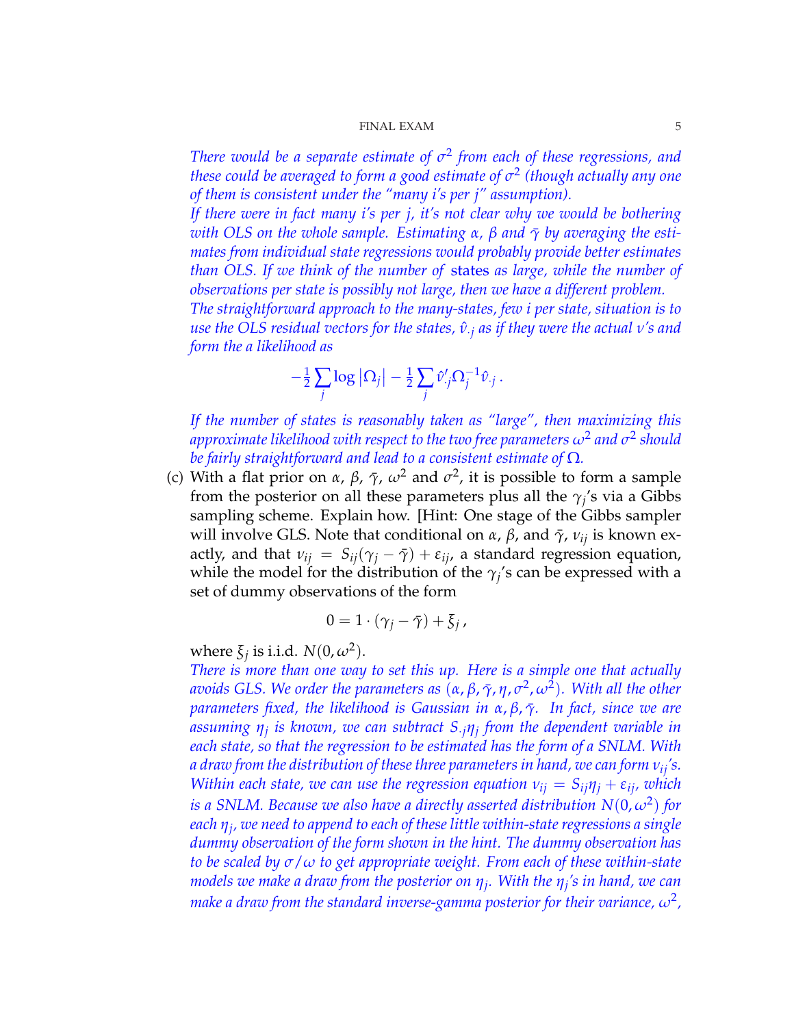*There would be a separate estimate of $\sigma^2$ from each of these regressions, and these could be averaged to form a good estimate of $\sigma^2$ (though actually any one of them is consistent under the "many i's per j" assumption).*

*If there were in fact many i's per j, it's not clear why we would be bothering with OLS on the whole sample. Estimating $\alpha$, $\beta$ and $\bar{\gamma}$ by averaging the estimates from individual state regressions would probably provide better estimates than OLS. If we think of the number of* states *as large, while the number of observations per state is possibly not large, then we have a different problem.*

*The straightforward approach to the many-states, few i per state, situation is to use the OLS residual vectors for the states, $\hat{\nu}_{\cdot j}$ as if they were the actual $\nu$'s and form the a likelihood as*

$$-\tfrac{1}{2}\sum_j \log|\Omega_j| - \tfrac{1}{2}\sum_j \hat{\nu}'_{\cdot j}\Omega_j^{-1}\hat{\nu}_{\cdot j}\,.$$

*If the number of states is reasonably taken as "large", then maximizing this approximate likelihood with respect to the two free parameters $\omega^2$ and $\sigma^2$ should be fairly straightforward and lead to a consistent estimate of $\Omega$.*

(c) With a flat prior on $\alpha$, $\beta$, $\bar{\gamma}$, $\omega^2$ and $\sigma^2$, it is possible to form a sample from the posterior on all these parameters plus all the $\gamma_j$'s via a Gibbs sampling scheme. Explain how. [Hint: One stage of the Gibbs sampler will involve GLS. Note that conditional on $\alpha$, $\beta$, and $\bar{\gamma}$, $\nu_{ij}$ is known exactly, and that $\nu_{ij} = S_{ij}(\gamma_j - \bar{\gamma}) + \varepsilon_{ij}$, a standard regression equation, while the model for the distribution of the $\gamma_j$'s can be expressed with a set of dummy observations of the form

$$0 = 1 \cdot (\gamma_j - \bar{\gamma}) + \xi_j\,,$$

where $\xi_j$ is i.i.d. $N(0, \omega^2)$.

*There is more than one way to set this up. Here is a simple one that actually avoids GLS. We order the parameters as $(\alpha, \beta, \bar{\gamma}, \eta, \sigma^2, \omega^2)$. With all the other parameters fixed, the likelihood is Gaussian in $\alpha, \beta, \bar{\gamma}$. In fact, since we are assuming $\eta_j$ is known, we can subtract $S_{\cdot j}\eta_j$ from the dependent variable in each state, so that the regression to be estimated has the form of a SNLM. With a draw from the distribution of these three parameters in hand, we can form $\nu_{ij}$'s. Within each state, we can use the regression equation $\nu_{ij} = S_{ij}\eta_j + \varepsilon_{ij}$, which is a SNLM. Because we also have a directly asserted distribution $N(0, \omega^2)$ for each $\eta_j$, we need to append to each of these little within-state regressions a single dummy observation of the form shown in the hint. The dummy observation has to be scaled by $\sigma/\omega$ to get appropriate weight. From each of these within-state models we make a draw from the posterior on $\eta_j$. With the $\eta_j$'s in hand, we can make a draw from the standard inverse-gamma posterior for their variance, $\omega^2$,*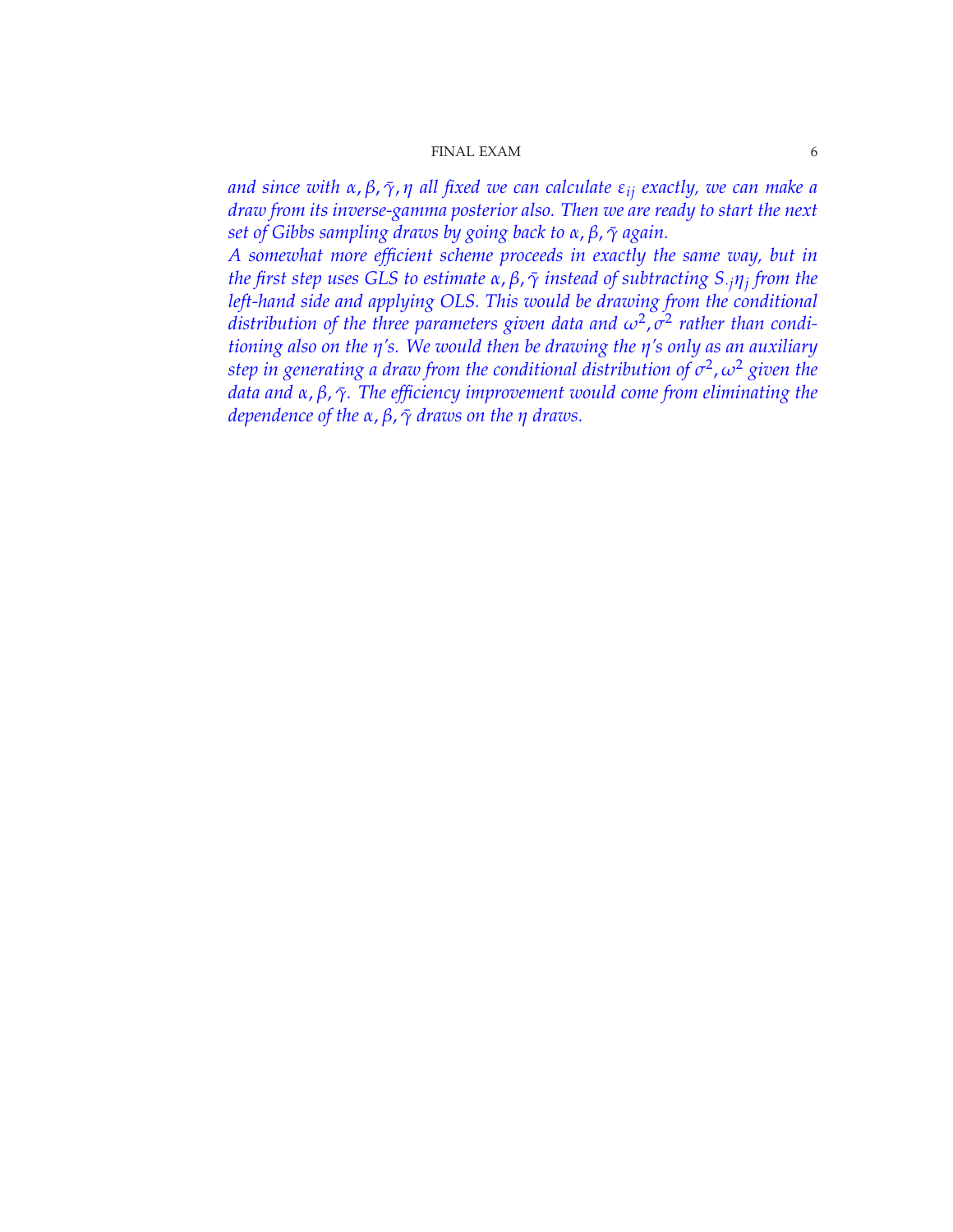*and since with $\alpha, \beta, \bar{\gamma}, \eta$ all fixed we can calculate $\varepsilon_{ij}$ exactly, we can make a draw from its inverse-gamma posterior also. Then we are ready to start the next set of Gibbs sampling draws by going back to $\alpha, \beta, \bar{\gamma}$ again.*

*A somewhat more efficient scheme proceeds in exactly the same way, but in the first step uses GLS to estimate $\alpha, \beta, \bar{\gamma}$ instead of subtracting $S_{\cdot j}\eta_j$ from the left-hand side and applying OLS. This would be drawing from the conditional distribution of the three parameters given data and $\omega^2, \sigma^2$ rather than conditioning also on the $\eta$'s. We would then be drawing the $\eta$'s only as an auxiliary step in generating a draw from the conditional distribution of $\sigma^2, \omega^2$ given the data and $\alpha, \beta, \bar{\gamma}$. The efficiency improvement would come from eliminating the dependence of the $\alpha, \beta, \bar{\gamma}$ draws on the $\eta$ draws.*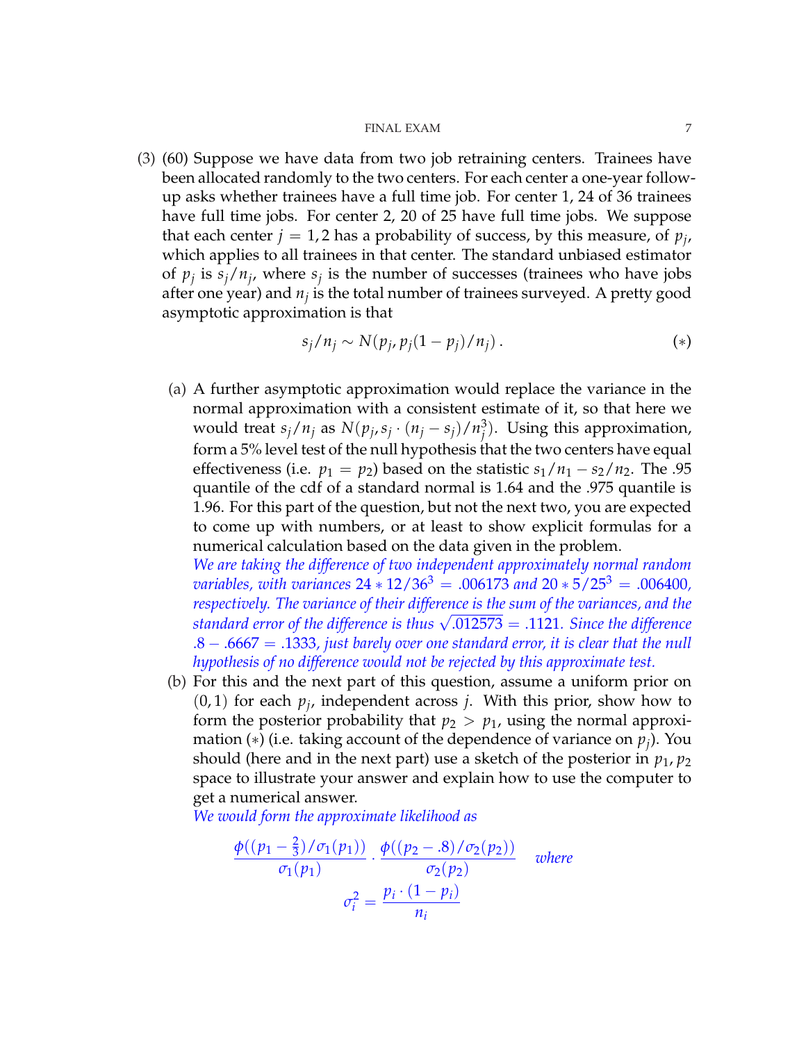(3) (60) Suppose we have data from two job retraining centers. Trainees have been allocated randomly to the two centers. For each center a one-year follow-up asks whether trainees have a full time job. For center 1, 24 of 36 trainees have full time jobs. For center 2, 20 of 25 have full time jobs. We suppose that each center $j = 1, 2$ has a probability of success, by this measure, of $p_j$, which applies to all trainees in that center. The standard unbiased estimator of $p_j$ is $s_j/n_j$, where $s_j$ is the number of successes (trainees who have jobs after one year) and $n_j$ is the total number of trainees surveyed. A pretty good asymptotic approximation is that

$$s_j/n_j \sim N(p_j, p_j(1 - p_j)/n_j)\,. \qquad (*)$$

(a) A further asymptotic approximation would replace the variance in the normal approximation with a consistent estimate of it, so that here we would treat $s_j/n_j$ as $N(p_j, s_j \cdot (n_j - s_j)/n_j^3)$. Using this approximation, form a 5% level test of the null hypothesis that the two centers have equal effectiveness (i.e. $p_1 = p_2$) based on the statistic $s_1/n_1 - s_2/n_2$. The .95 quantile of the cdf of a standard normal is 1.64 and the .975 quantile is 1.96. For this part of the question, but not the next two, you are expected to come up with numbers, or at least to show explicit formulas for a numerical calculation based on the data given in the problem.

*We are taking the difference of two independent approximately normal random variables, with variances $24 * 12/36^3 = .006173$ and $20 * 5/25^3 = .006400$, respectively. The variance of their difference is the sum of the variances, and the standard error of the difference is thus $\sqrt{.012573} = .1121$. Since the difference $.8 - .6667 = .1333$, just barely over one standard error, it is clear that the null hypothesis of no difference would not be rejected by this approximate test.*

(b) For this and the next part of this question, assume a uniform prior on $(0, 1)$ for each $p_j$, independent across $j$. With this prior, show how to form the posterior probability that $p_2 > p_1$, using the normal approximation $(*)$ (i.e. taking account of the dependence of variance on $p_j$). You should (here and in the next part) use a sketch of the posterior in $p_1, p_2$ space to illustrate your answer and explain how to use the computer to get a numerical answer.

*We would form the approximate likelihood as*

$$\frac{\phi((p_1 - \frac{2}{3})/\sigma_1(p_1))}{\sigma_1(p_1)} \cdot \frac{\phi((p_2 - .8)/\sigma_2(p_2))}{\sigma_2(p_2)} \quad \textit{where}$$

$$\sigma_i^2 = \frac{p_i \cdot (1 - p_i)}{n_i}$$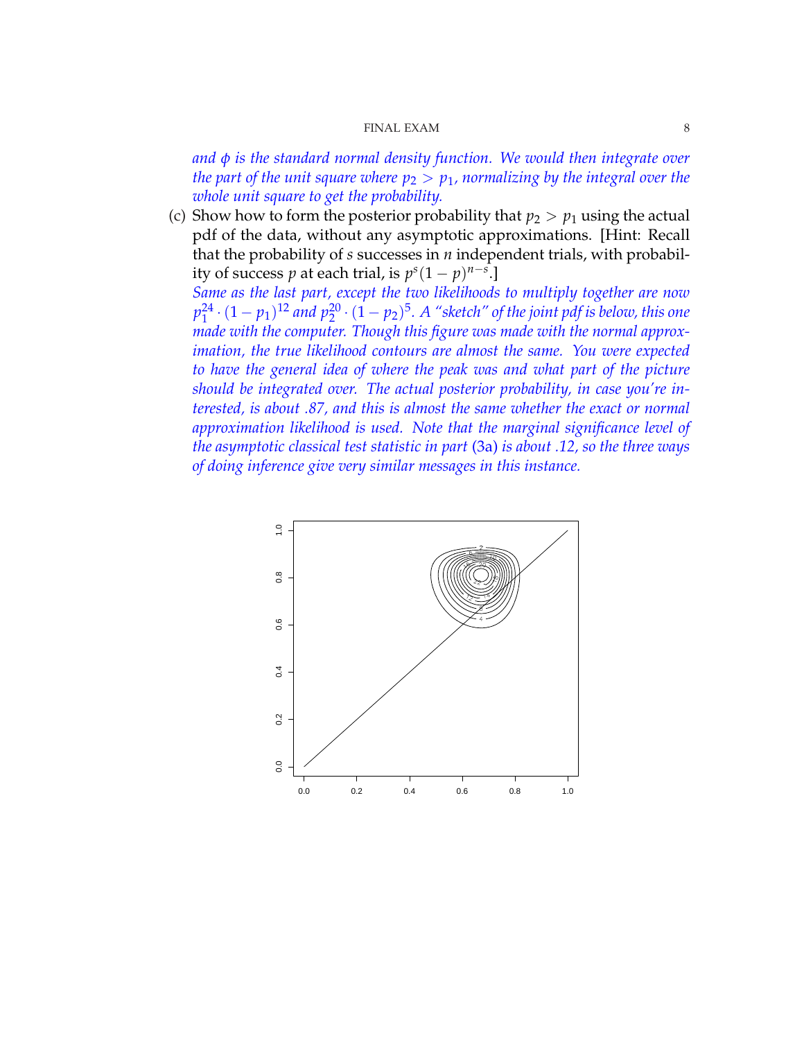*and $\phi$ is the standard normal density function. We would then integrate over the part of the unit square where $p_2 > p_1$, normalizing by the integral over the whole unit square to get the probability.*

(c) Show how to form the posterior probability that $p_2 > p_1$ using the actual pdf of the data, without any asymptotic approximations. [Hint: Recall that the probability of $s$ successes in $n$ independent trials, with probability of success $p$ at each trial, is $p^s(1-p)^{n-s}$.]

*Same as the last part, except the two likelihoods to multiply together are now $p_1^{24} \cdot (1-p_1)^{12}$ and $p_2^{20} \cdot (1-p_2)^5$. A "sketch" of the joint pdf is below, this one made with the computer. Though this figure was made with the normal approximation, the true likelihood contours are almost the same. You were expected to have the general idea of where the peak was and what part of the picture should be integrated over. The actual posterior probability, in case you're interested, is about .87, and this is almost the same whether the exact or normal approximation likelihood is used. Note that the marginal significance level of the asymptotic classical test statistic in part (3a) is about .12, so the three ways of doing inference give very similar messages in this instance.*

0.0
0.2
0.4
0.6
0.8
1.0

0.0
0.2
0.4
0.6
0.8
1.0